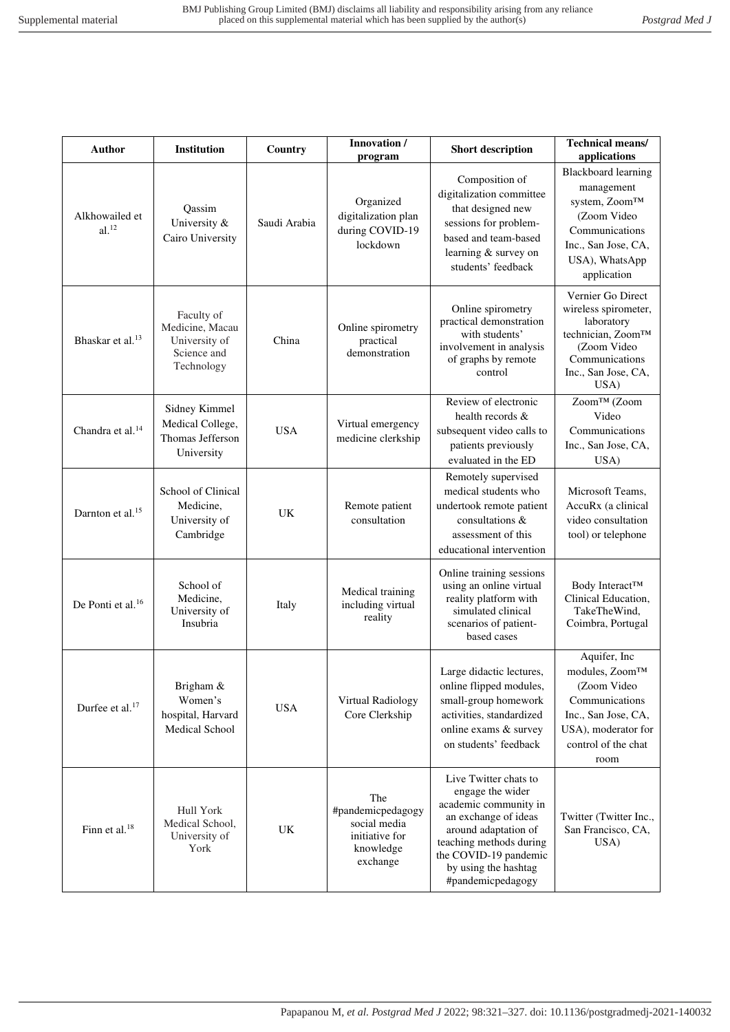| Author | Institution | Country | Innovation / program | Short description | Technical means/ applications |
|---|---|---|---|---|---|
| Alkhowailed et al.[12] | Qassim University & Cairo University | Saudi Arabia | Organized digitalization plan during COVID-19 lockdown | Composition of digitalization committee that designed new sessions for problem-based and team-based learning & survey on students' feedback | Blackboard learning management system, Zoom™ (Zoom Video Communications Inc., San Jose, CA, USA), WhatsApp application |
| Bhaskar et al.[13] | Faculty of Medicine, Macau University of Science and Technology | China | Online spirometry practical demonstration | Online spirometry practical demonstration with students' involvement in analysis of graphs by remote control | Vernier Go Direct wireless spirometer, laboratory technician, Zoom™ (Zoom Video Communications Inc., San Jose, CA, USA) |
| Chandra et al.[14] | Sidney Kimmel Medical College, Thomas Jefferson University | USA | Virtual emergency medicine clerkship | Review of electronic health records & subsequent video calls to patients previously evaluated in the ED | Zoom™ (Zoom Video Communications Inc., San Jose, CA, USA) |
| Darnton et al.[15] | School of Clinical Medicine, University of Cambridge | UK | Remote patient consultation | Remotely supervised medical students who undertook remote patient consultations & assessment of this educational intervention | Microsoft Teams, AccuRx (a clinical video consultation tool) or telephone |
| De Ponti et al.[16] | School of Medicine, University of Insubria | Italy | Medical training including virtual reality | Online training sessions using an online virtual reality platform with simulated clinical scenarios of patient-based cases | Body Interact™ Clinical Education, TakeTheWind, Coimbra, Portugal |
| Durfee et al.[17] | Brigham & Women's hospital, Harvard Medical School | USA | Virtual Radiology Core Clerkship | Large didactic lectures, online flipped modules, small-group homework activities, standardized online exams & survey on students' feedback | Aquifer, Inc modules, Zoom™ (Zoom Video Communications Inc., San Jose, CA, USA), moderator for control of the chat room |
| Finn et al.[18] | Hull York Medical School, University of York | UK | The #pandemicpedagogy social media initiative for knowledge exchange | Live Twitter chats to engage the wider academic community in an exchange of ideas around adaptation of teaching methods during the COVID-19 pandemic by using the hashtag #pandemicpedagogy | Twitter (Twitter Inc., San Francisco, CA, USA) |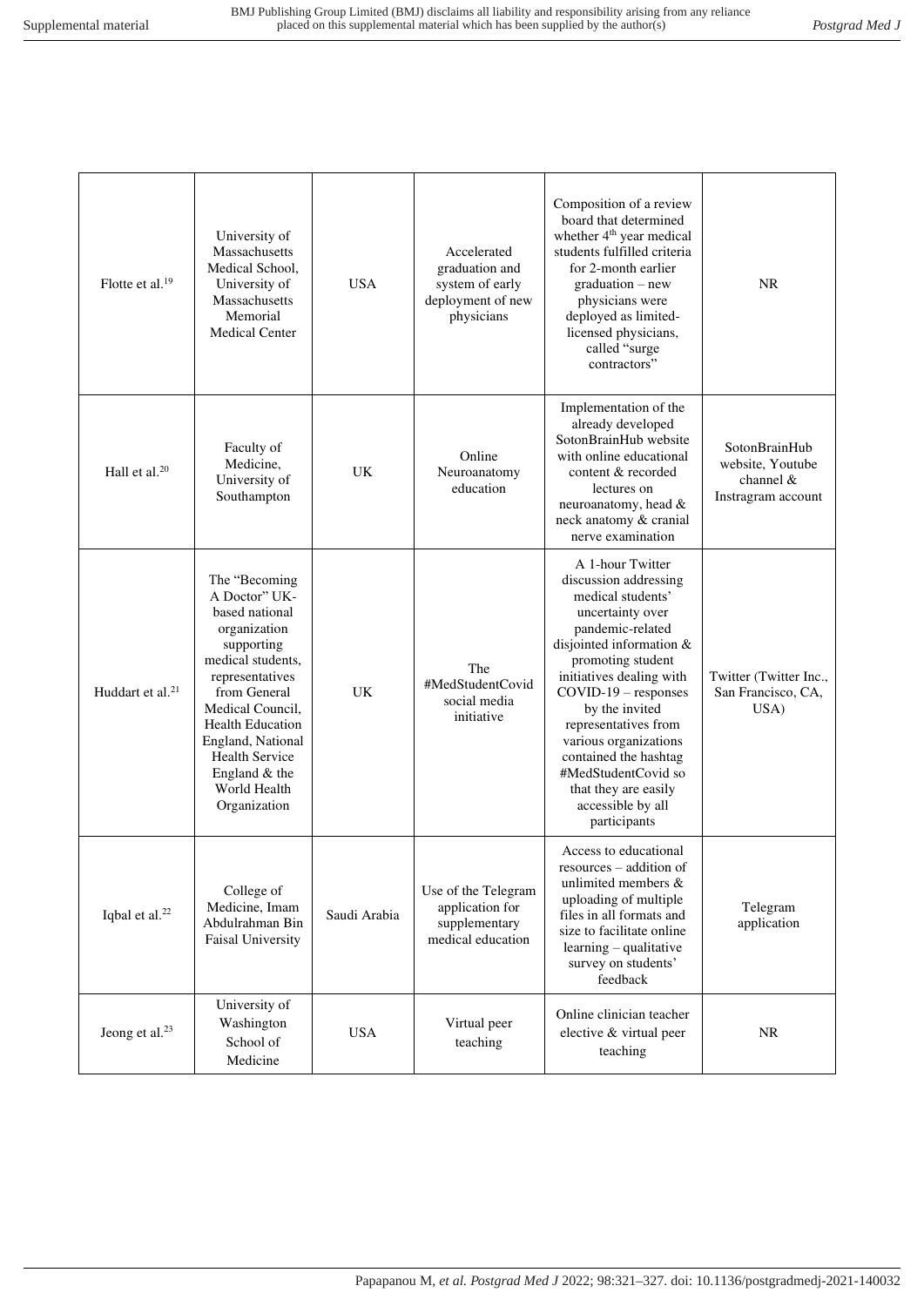| | | | | | |
|---|---|---|---|---|---|
| Flotte et al.[19] | University of Massachusetts Medical School, University of Massachusetts Memorial Medical Center | USA | Accelerated graduation and system of early deployment of new physicians | Composition of a review board that determined whether 4th year medical students fulfilled criteria for 2-month earlier graduation – new physicians were deployed as limited-licensed physicians, called "surge contractors" | NR |
| Hall et al.[20] | Faculty of Medicine, University of Southampton | UK | Online Neuroanatomy education | Implementation of the already developed SotonBrainHub website with online educational content & recorded lectures on neuroanatomy, head & neck anatomy & cranial nerve examination | SotonBrainHub website, Youtube channel & Instragram account |
| Huddart et al.[21] | The "Becoming A Doctor" UK-based national organization supporting medical students, representatives from General Medical Council, Health Education England, National Health Service England & the World Health Organization | UK | The #MedStudentCovid social media initiative | A 1-hour Twitter discussion addressing medical students' uncertainty over pandemic-related disjointed information & promoting student initiatives dealing with COVID-19 – responses by the invited representatives from various organizations contained the hashtag #MedStudentCovid so that they are easily accessible by all participants | Twitter (Twitter Inc., San Francisco, CA, USA) |
| Iqbal et al.[22] | College of Medicine, Imam Abdulrahman Bin Faisal University | Saudi Arabia | Use of the Telegram application for supplementary medical education | Access to educational resources – addition of unlimited members & uploading of multiple files in all formats and size to facilitate online learning – qualitative survey on students' feedback | Telegram application |
| Jeong et al.[23] | University of Washington School of Medicine | USA | Virtual peer teaching | Online clinician teacher elective & virtual peer teaching | NR |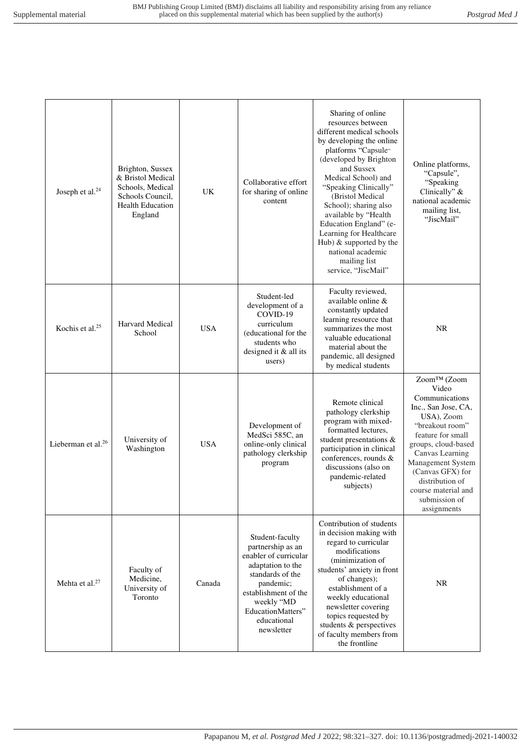| | | | | | |
|---|---|---|---|---|---|
| Joseph et al.[24] | Brighton, Sussex & Bristol Medical Schools, Medical Schools Council, Health Education England | UK | Collaborative effort for sharing of online content | Sharing of online resources between different medical schools by developing the online platforms "Capsule" (developed by Brighton and Sussex Medical School) and "Speaking Clinically" (Bristol Medical School); sharing also available by "Health Education England" (e-Learning for Healthcare Hub) & supported by the national academic mailing list service, "JiscMail" | Online platforms, "Capsule", "Speaking Clinically" & national academic mailing list, "JiscMail" |
| Kochis et al.[25] | Harvard Medical School | USA | Student-led development of a COVID-19 curriculum (educational for the students who designed it & all its users) | Faculty reviewed, available online & constantly updated learning resource that summarizes the most valuable educational material about the pandemic, all designed by medical students | NR |
| Lieberman et al.[26] | University of Washington | USA | Development of MedSci 585C, an online-only clinical pathology clerkship program | Remote clinical pathology clerkship program with mixed-formatted lectures, student presentations & participation in clinical conferences, rounds & discussions (also on pandemic-related subjects) | Zoom™ (Zoom Video Communications Inc., San Jose, CA, USA), Zoom "breakout room" feature for small groups, cloud-based Canvas Learning Management System (Canvas GFX) for distribution of course material and submission of assignments |
| Mehta et al.[27] | Faculty of Medicine, University of Toronto | Canada | Student-faculty partnership as an enabler of curricular adaptation to the standards of the pandemic; establishment of the weekly "MD EducationMatters" educational newsletter | Contribution of students in decision making with regard to curricular modifications (minimization of students' anxiety in front of changes); establishment of a weekly educational newsletter covering topics requested by students & perspectives of faculty members from the frontline | NR |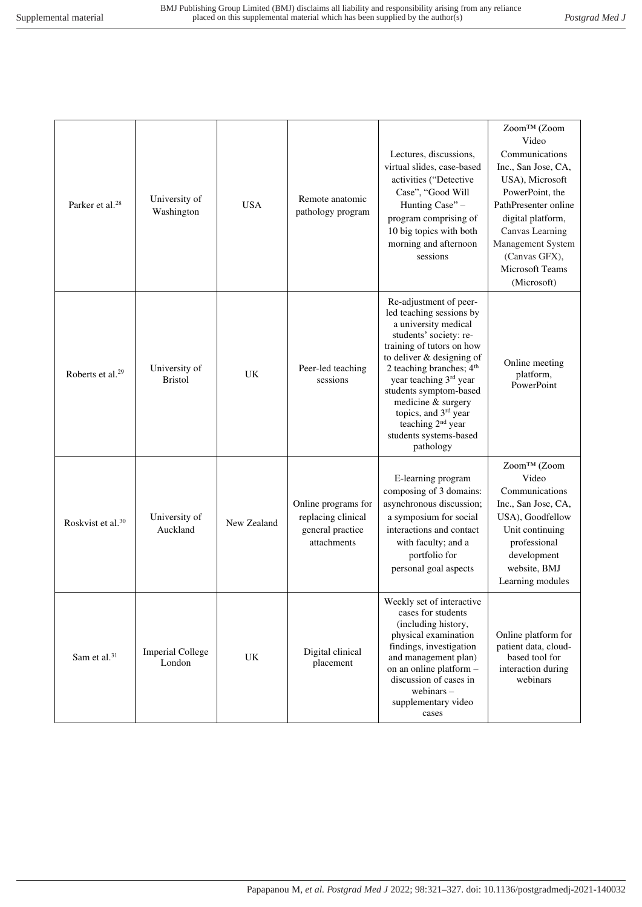| | | | | | |
|---|---|---|---|---|---|
| Parker et al.[28] | University of Washington | USA | Remote anatomic pathology program | Lectures, discussions, virtual slides, case-based activities ("Detective Case", "Good Will Hunting Case" – program comprising of 10 big topics with both morning and afternoon sessions | Zoom™ (Zoom Video Communications Inc., San Jose, CA, USA), Microsoft PowerPoint, the PathPresenter online digital platform, Canvas Learning Management System (Canvas GFX), Microsoft Teams (Microsoft) |
| Roberts et al.[29] | University of Bristol | UK | Peer-led teaching sessions | Re-adjustment of peer-led teaching sessions by a university medical students' society: re-training of tutors on how to deliver & designing of 2 teaching branches; 4th year teaching 3rd year students symptom-based medicine & surgery topics, and 3rd year teaching 2nd year students systems-based pathology | Online meeting platform, PowerPoint |
| Roskvist et al.[30] | University of Auckland | New Zealand | Online programs for replacing clinical general practice attachments | E-learning program composing of 3 domains: asynchronous discussion; a symposium for social interactions and contact with faculty; and a portfolio for personal goal aspects | Zoom™ (Zoom Video Communications Inc., San Jose, CA, USA), Goodfellow Unit continuing professional development website, BMJ Learning modules |
| Sam et al.[31] | Imperial College London | UK | Digital clinical placement | Weekly set of interactive cases for students (including history, physical examination findings, investigation and management plan) on an online platform – discussion of cases in webinars – supplementary video cases | Online platform for patient data, cloud-based tool for interaction during webinars |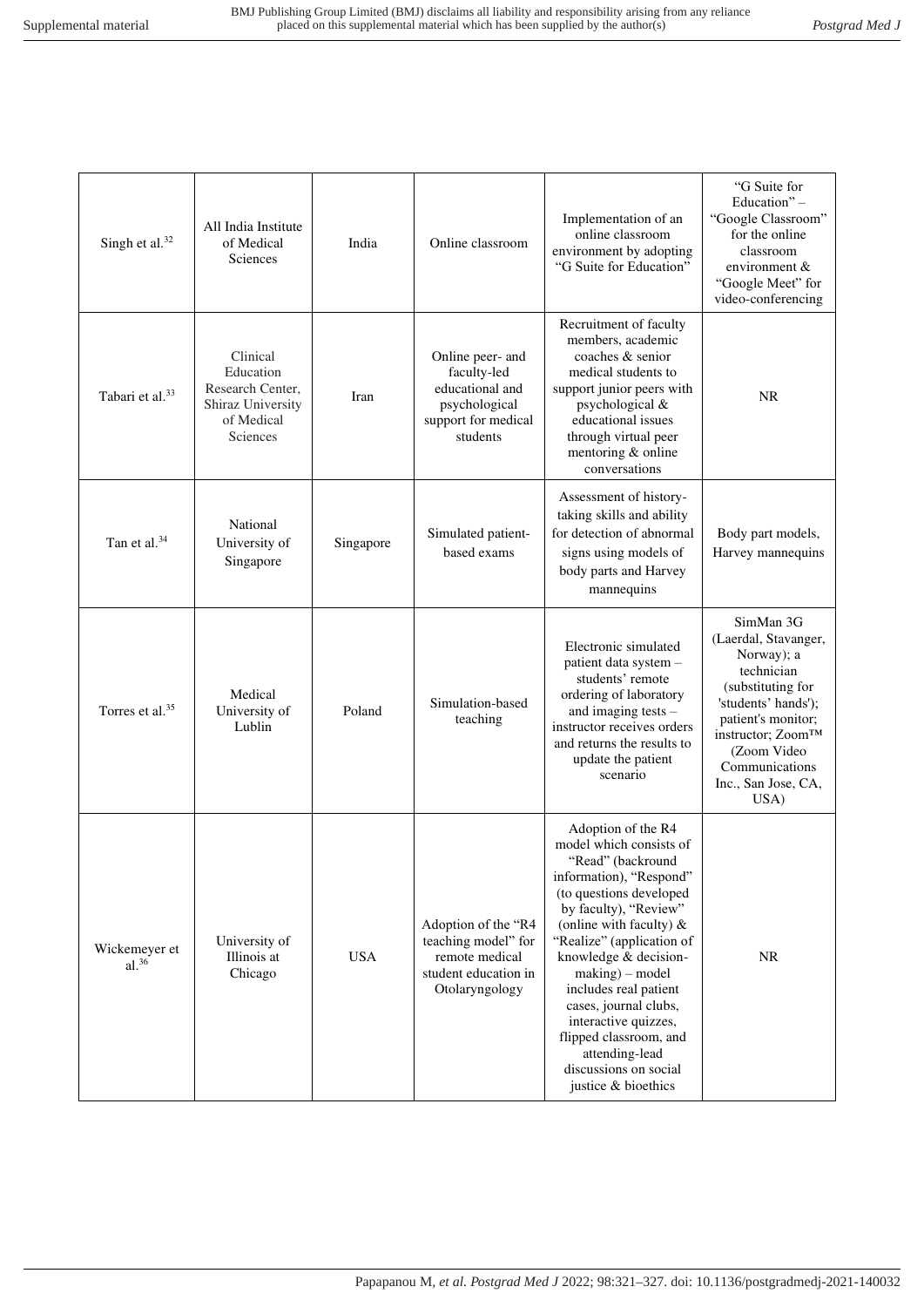| | | | | | |
|---|---|---|---|---|---|
| Singh et al.[32] | All India Institute of Medical Sciences | India | Online classroom | Implementation of an online classroom environment by adopting "G Suite for Education" | "G Suite for Education" – "Google Classroom" for the online classroom environment & "Google Meet" for video-conferencing |
| Tabari et al.[33] | Clinical Education Research Center, Shiraz University of Medical Sciences | Iran | Online peer- and faculty-led educational and psychological support for medical students | Recruitment of faculty members, academic coaches & senior medical students to support junior peers with psychological & educational issues through virtual peer mentoring & online conversations | NR |
| Tan et al.[34] | National University of Singapore | Singapore | Simulated patient-based exams | Assessment of history-taking skills and ability for detection of abnormal signs using models of body parts and Harvey mannequins | Body part models, Harvey mannequins |
| Torres et al.[35] | Medical University of Lublin | Poland | Simulation-based teaching | Electronic simulated patient data system – students' remote ordering of laboratory and imaging tests – instructor receives orders and returns the results to update the patient scenario | SimMan 3G (Laerdal, Stavanger, Norway); a technician (substituting for 'students' hands'); patient's monitor; instructor; Zoom™ (Zoom Video Communications Inc., San Jose, CA, USA) |
| Wickemeyer et al.[36] | University of Illinois at Chicago | USA | Adoption of the "R4 teaching model" for remote medical student education in Otolaryngology | Adoption of the R4 model which consists of "Read" (backround information), "Respond" (to questions developed by faculty), "Review" (online with faculty) & "Realize" (application of knowledge & decision-making) – model includes real patient cases, journal clubs, interactive quizzes, flipped classroom, and attending-lead discussions on social justice & bioethics | NR |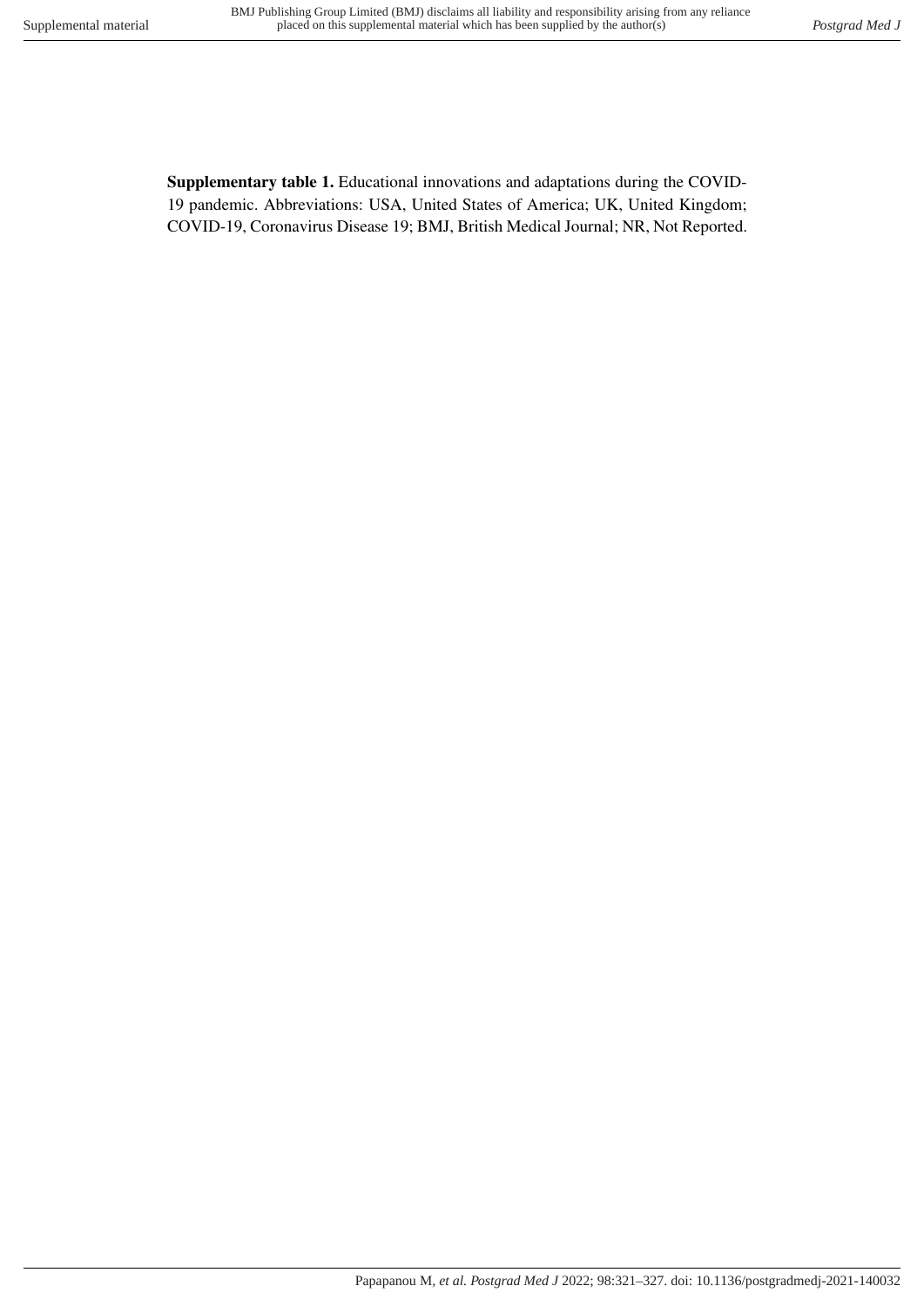**Supplementary table 1.** Educational innovations and adaptations during the COVID-19 pandemic. Abbreviations: USA, United States of America; UK, United Kingdom; COVID-19, Coronavirus Disease 19; BMJ, British Medical Journal; NR, Not Reported.